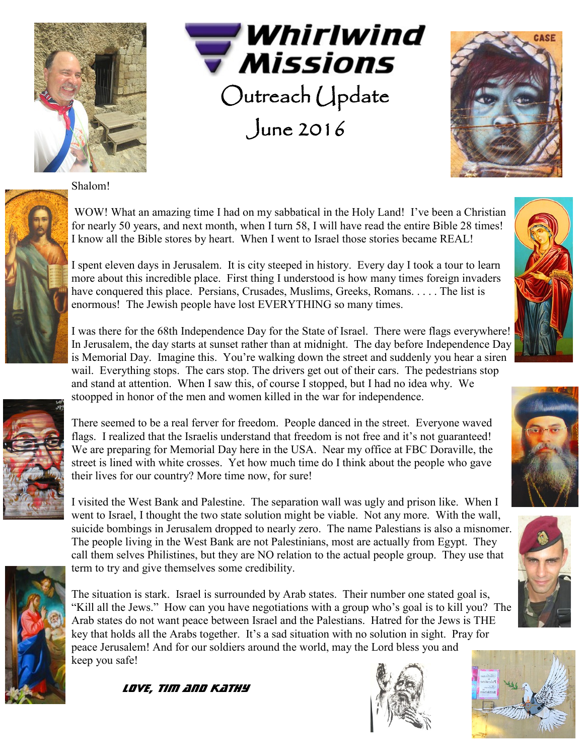# Whirlwind Missions

## Outreach Update

## June 2016

Shalom!

WOW! What an amazing time I had on my sabbatical in the Holy Land! I've been a Christian for nearly 50 years, and next month, when I turn 58, I will have read the entire Bible 28 times! I know all the Bible stores by heart. When I went to Israel those stories became REAL!

I spent eleven days in Jerusalem. It is city steeped in history. Every day I took a tour to learn more about this incredible place. First thing I understood is how many times foreign invaders have conquered this place. Persians, Crusades, Muslims, Greeks, Romans. . . . . The list is enormous! The Jewish people have lost EVERYTHING so many times.

I was there for the 68th Independence Day for the State of Israel. There were flags everywhere! In Jerusalem, the day starts at sunset rather than at midnight. The day before Independence Day is Memorial Day. Imagine this. You're walking down the street and suddenly you hear a siren wail. Everything stops. The cars stop. The drivers get out of their cars. The pedestrians stop and stand at attention. When I saw this, of course I stopped, but I had no idea why. We stoopped in honor of the men and women killed in the war for independence.

There seemed to be a real ferver for freedom. People danced in the street. Everyone waved flags. I realized that the Israelis understand that freedom is not free and it's not guaranteed! We are preparing for Memorial Day here in the USA. Near my office at FBC Doraville, the street is lined with white crosses. Yet how much time do I think about the people who gave their lives for our country? More time now, for sure!

I visited the West Bank and Palestine. The separation wall was ugly and prison like. When I went to Israel, I thought the two state solution might be viable. Not any more. With the wall, suicide bombings in Jerusalem dropped to nearly zero. The name Palestians is also a misnomer. The people living in the West Bank are not Palestinians, most are actually from Egypt. They call them selves Philistines, but they are NO relation to the actual people group. They use that term to try and give themselves some credibility.

The situation is stark. Israel is surrounded by Arab states. Their number one stated goal is, "Kill all the Jews." How can you have negotiations with a group who's goal is to kill you? The Arab states do not want peace between Israel and the Palestians. Hatred for the Jews is THE key that holds all the Arabs together. It's a sad situation with no solution in sight. Pray for peace Jerusalem! And for our soldiers around the world, may the Lord bless you and keep you safe!

Love, Tim and Kathy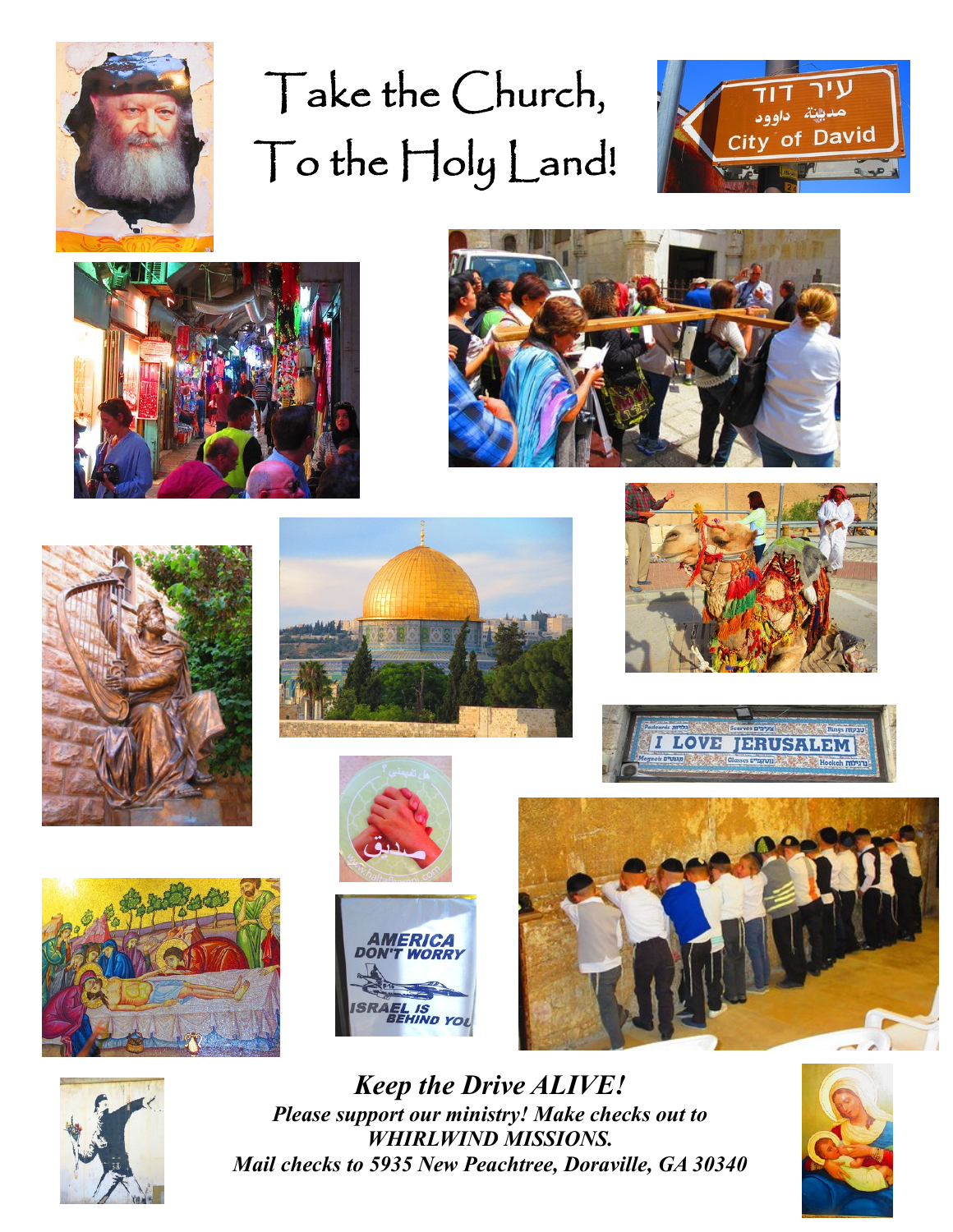# Take the Church, To the Holy Land!

***Keep the Drive ALIVE!***

***Please support our ministry! Make checks out to WHIRLWIND MISSIONS.***

***Mail checks to 5935 New Peachtree, Doraville, GA 30340***